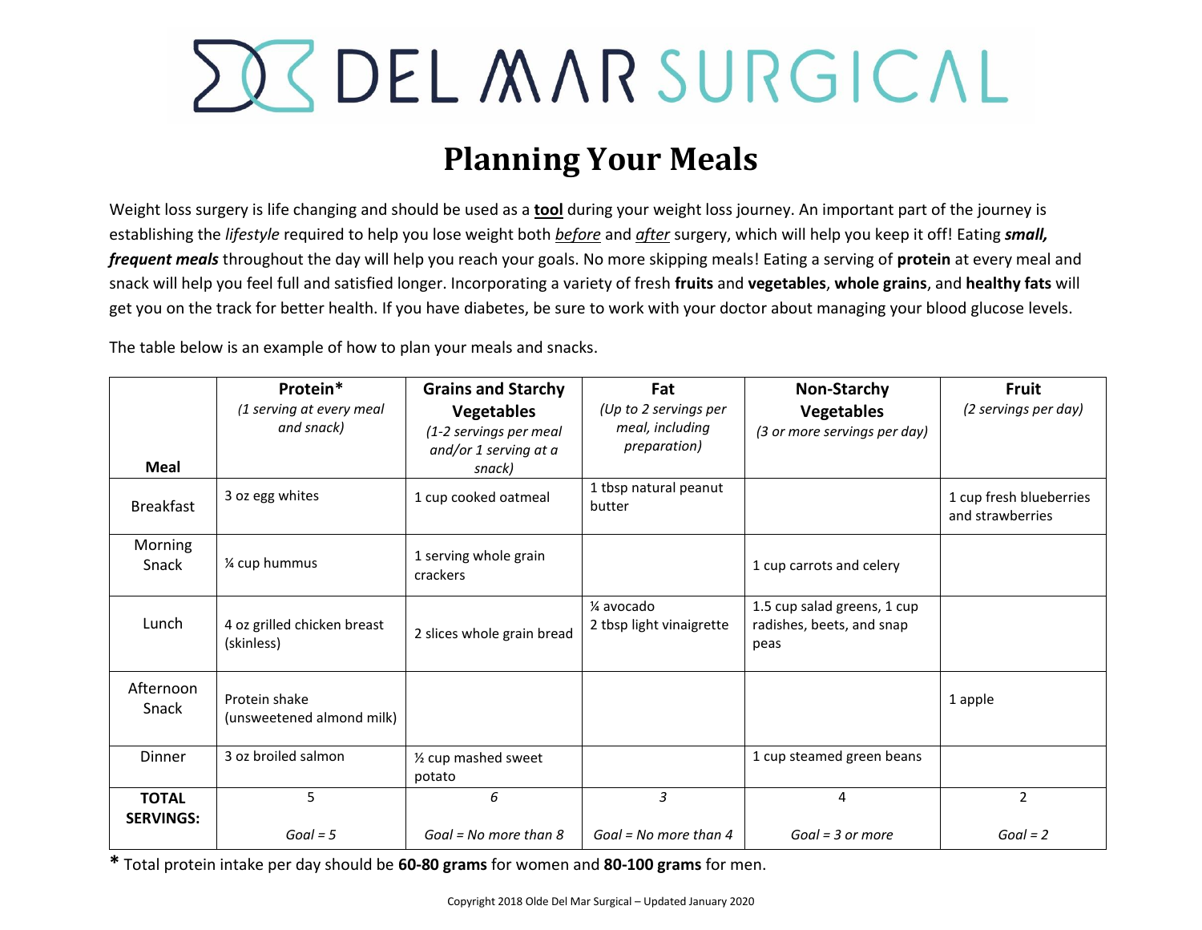# DEL MAR SURGICAL

## Planning Your Meals

Weight loss surgery is life changing and should be used as a **tool** during your weight loss journey. An important part of the journey is establishing the *lifestyle* required to help you lose weight both *before* and *after* surgery, which will help you keep it off! Eating ***small, frequent meals*** throughout the day will help you reach your goals. No more skipping meals! Eating a serving of **protein** at every meal and snack will help you feel full and satisfied longer. Incorporating a variety of fresh **fruits** and **vegetables**, **whole grains**, and **healthy fats** will get you on the track for better health. If you have diabetes, be sure to work with your doctor about managing your blood glucose levels.

The table below is an example of how to plan your meals and snacks.

| Meal | **Protein*** *(1 serving at every meal and snack)* | **Grains and Starchy Vegetables** *(1-2 servings per meal and/or 1 serving at a snack)* | **Fat** *(Up to 2 servings per meal, including preparation)* | **Non-Starchy Vegetables** *(3 or more servings per day)* | **Fruit** *(2 servings per day)* |
|---|---|---|---|---|---|
| Breakfast | 3 oz egg whites | 1 cup cooked oatmeal | 1 tbsp natural peanut butter | | 1 cup fresh blueberries and strawberries |
| Morning Snack | ¼ cup hummus | 1 serving whole grain crackers | | 1 cup carrots and celery | |
| Lunch | 4 oz grilled chicken breast (skinless) | 2 slices whole grain bread | ¼ avocado<br>2 tbsp light vinaigrette | 1.5 cup salad greens, 1 cup radishes, beets, and snap peas | |
| Afternoon Snack | Protein shake (unsweetened almond milk) | | | | 1 apple |
| Dinner | 3 oz broiled salmon | ½ cup mashed sweet potato | | 1 cup steamed green beans | |
| **TOTAL SERVINGS:** | 5<br>*Goal = 5* | *6*<br>*Goal = No more than 8* | *3*<br>*Goal = No more than 4* | 4<br>*Goal = 3 or more* | 2<br>*Goal = 2* |

**\*** Total protein intake per day should be **60-80 grams** for women and **80-100 grams** for men.

Copyright 2018 Olde Del Mar Surgical – Updated January 2020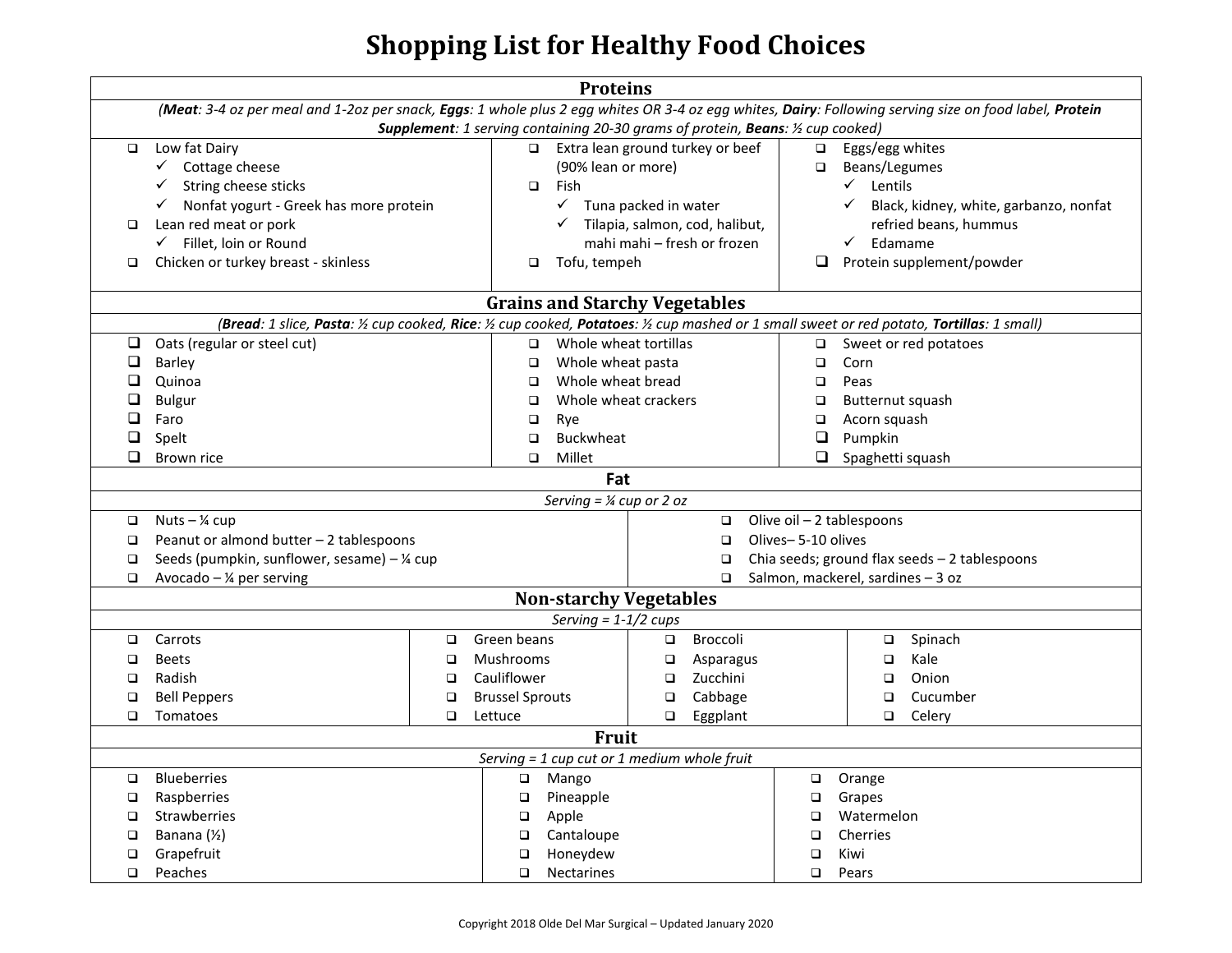# Shopping List for Healthy Food Choices

## Proteins

*(**Meat**: 3-4 oz per meal and 1-2oz per snack, **Eggs**: 1 whole plus 2 egg whites OR 3-4 oz egg whites, **Dairy**: Following serving size on food label, **Protein Supplement**: 1 serving containing 20-30 grams of protein, **Beans**: ½ cup cooked)*

- ❑ Low fat Dairy
  - ✓ Cottage cheese
  - ✓ String cheese sticks
  - ✓ Nonfat yogurt - Greek has more protein
- ❑ Lean red meat or pork
  - ✓ Fillet, loin or Round
- ❑ Chicken or turkey breast - skinless
- ❑ Extra lean ground turkey or beef (90% lean or more)
- ❑ Fish
  - ✓ Tuna packed in water
  - ✓ Tilapia, salmon, cod, halibut, mahi mahi – fresh or frozen
- ❑ Tofu, tempeh
- ❑ Eggs/egg whites
- ❑ Beans/Legumes
  - ✓ Lentils
  - ✓ Black, kidney, white, garbanzo, nonfat refried beans, hummus
  - ✓ Edamame
- ❑ Protein supplement/powder

## Grains and Starchy Vegetables

*(**Bread**: 1 slice, **Pasta**: ½ cup cooked, **Rice**: ½ cup cooked, **Potatoes**: ½ cup mashed or 1 small sweet or red potato, **Tortillas**: 1 small)*

| | | |
|---|---|---|
| ❑ Oats (regular or steel cut) | ❑ Whole wheat tortillas | ❑ Sweet or red potatoes |
| ❑ Barley | ❑ Whole wheat pasta | ❑ Corn |
| ❑ Quinoa | ❑ Whole wheat bread | ❑ Peas |
| ❑ Bulgur | ❑ Whole wheat crackers | ❑ Butternut squash |
| ❑ Faro | ❑ Rye | ❑ Acorn squash |
| ❑ Spelt | ❑ Buckwheat | ❑ Pumpkin |
| ❑ Brown rice | ❑ Millet | ❑ Spaghetti squash |

## Fat

*Serving = ¼ cup or 2 oz*

| | |
|---|---|
| ❑ Nuts – ¼ cup | ❑ Olive oil – 2 tablespoons |
| ❑ Peanut or almond butter – 2 tablespoons | ❑ Olives– 5-10 olives |
| ❑ Seeds (pumpkin, sunflower, sesame) – ¼ cup | ❑ Chia seeds; ground flax seeds – 2 tablespoons |
| ❑ Avocado – ¼ per serving | ❑ Salmon, mackerel, sardines – 3 oz |

## Non-starchy Vegetables

*Serving = 1-1/2 cups*

| | | | |
|---|---|---|---|
| ❑ Carrots | ❑ Green beans | ❑ Broccoli | ❑ Spinach |
| ❑ Beets | ❑ Mushrooms | ❑ Asparagus | ❑ Kale |
| ❑ Radish | ❑ Cauliflower | ❑ Zucchini | ❑ Onion |
| ❑ Bell Peppers | ❑ Brussel Sprouts | ❑ Cabbage | ❑ Cucumber |
| ❑ Tomatoes | ❑ Lettuce | ❑ Eggplant | ❑ Celery |

## Fruit

*Serving = 1 cup cut or 1 medium whole fruit*

| | | |
|---|---|---|
| ❑ Blueberries | ❑ Mango | ❑ Orange |
| ❑ Raspberries | ❑ Pineapple | ❑ Grapes |
| ❑ Strawberries | ❑ Apple | ❑ Watermelon |
| ❑ Banana (½) | ❑ Cantaloupe | ❑ Cherries |
| ❑ Grapefruit | ❑ Honeydew | ❑ Kiwi |
| ❑ Peaches | ❑ Nectarines | ❑ Pears |

Copyright 2018 Olde Del Mar Surgical – Updated January 2020